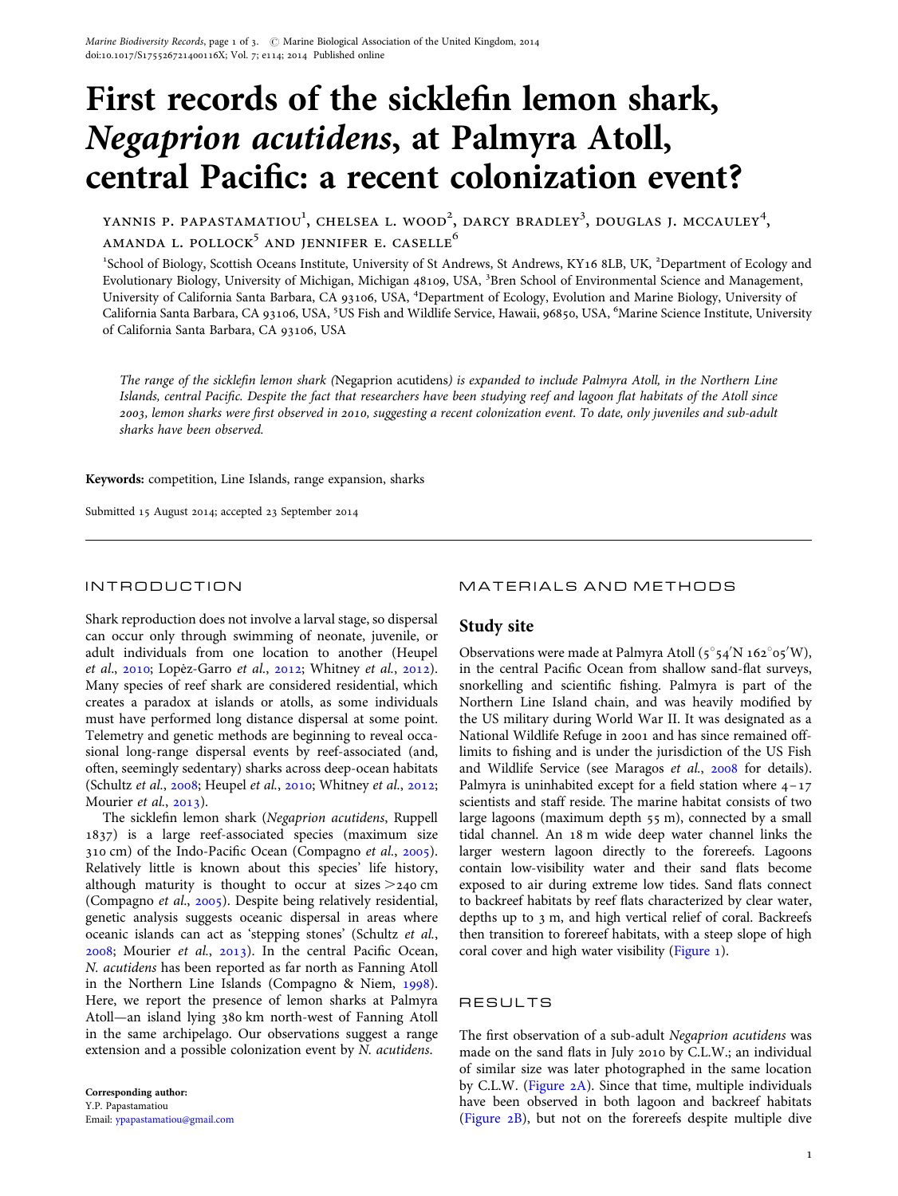# First records of the sicklefin lemon shark, *Negaprion acutidens*, at Palmyra Atoll, central Pacific: a recent colonization event?

YANNIS P. PAPASTAMATIOU[1], CHELSEA L. WOOD[2], DARCY BRADLEY[3], DOUGLAS J. MCCAULEY[4], AMANDA L. POLLOCK[5] AND JENNIFER E. CASELLE[6]

[1]School of Biology, Scottish Oceans Institute, University of St Andrews, St Andrews, KY16 8LB, UK, [2]Department of Ecology and Evolutionary Biology, University of Michigan, Michigan 48109, USA, [3]Bren School of Environmental Science and Management, University of California Santa Barbara, CA 93106, USA, [4]Department of Ecology, Evolution and Marine Biology, University of California Santa Barbara, CA 93106, USA, [5]US Fish and Wildlife Service, Hawaii, 96850, USA, [6]Marine Science Institute, University of California Santa Barbara, CA 93106, USA

*The range of the sicklefin lemon shark (*Negaprion acutidens*) is expanded to include Palmyra Atoll, in the Northern Line Islands, central Pacific. Despite the fact that researchers have been studying reef and lagoon flat habitats of the Atoll since 2003, lemon sharks were first observed in 2010, suggesting a recent colonization event. To date, only juveniles and sub-adult sharks have been observed.*

**Keywords:** competition, Line Islands, range expansion, sharks

Submitted 15 August 2014; accepted 23 September 2014

## INTRODUCTION

Shark reproduction does not involve a larval stage, so dispersal can occur only through swimming of neonate, juvenile, or adult individuals from one location to another (Heupel *et al.*, 2010; Lopèz-Garro *et al.*, 2012; Whitney *et al.*, 2012). Many species of reef shark are considered residential, which creates a paradox at islands or atolls, as some individuals must have performed long distance dispersal at some point. Telemetry and genetic methods are beginning to reveal occasional long-range dispersal events by reef-associated (and, often, seemingly sedentary) sharks across deep-ocean habitats (Schultz *et al.*, 2008; Heupel *et al.*, 2010; Whitney *et al.*, 2012; Mourier *et al.*, 2013).

The sicklefin lemon shark (*Negaprion acutidens*, Ruppell 1837) is a large reef-associated species (maximum size 310 cm) of the Indo-Pacific Ocean (Compagno *et al.*, 2005). Relatively little is known about this species' life history, although maturity is thought to occur at sizes >240 cm (Compagno *et al.*, 2005). Despite being relatively residential, genetic analysis suggests oceanic dispersal in areas where oceanic islands can act as 'stepping stones' (Schultz *et al.*, 2008; Mourier *et al.*, 2013). In the central Pacific Ocean, *N. acutidens* has been reported as far north as Fanning Atoll in the Northern Line Islands (Compagno & Niem, 1998). Here, we report the presence of lemon sharks at Palmyra Atoll—an island lying 380 km north-west of Fanning Atoll in the same archipelago. Our observations suggest a range extension and a possible colonization event by *N. acutidens*.

**Corresponding author:**
Y.P. Papastamatiou
Email: ypapastamatiou@gmail.com

## MATERIALS AND METHODS

### Study site

Observations were made at Palmyra Atoll (5°54′N 162°05′W), in the central Pacific Ocean from shallow sand-flat surveys, snorkelling and scientific fishing. Palmyra is part of the Northern Line Island chain, and was heavily modified by the US military during World War II. It was designated as a National Wildlife Refuge in 2001 and has since remained off-limits to fishing and is under the jurisdiction of the US Fish and Wildlife Service (see Maragos *et al.*, 2008 for details). Palmyra is uninhabited except for a field station where 4–17 scientists and staff reside. The marine habitat consists of two large lagoons (maximum depth 55 m), connected by a small tidal channel. An 18 m wide deep water channel links the larger western lagoon directly to the forereefs. Lagoons contain low-visibility water and their sand flats become exposed to air during extreme low tides. Sand flats connect to backreef habitats by reef flats characterized by clear water, depths up to 3 m, and high vertical relief of coral. Backreefs then transition to forereef habitats, with a steep slope of high coral cover and high water visibility (Figure 1).

## RESULTS

The first observation of a sub-adult *Negaprion acutidens* was made on the sand flats in July 2010 by C.L.W.; an individual of similar size was later photographed in the same location by C.L.W. (Figure 2A). Since that time, multiple individuals have been observed in both lagoon and backreef habitats (Figure 2B), but not on the forereefs despite multiple dive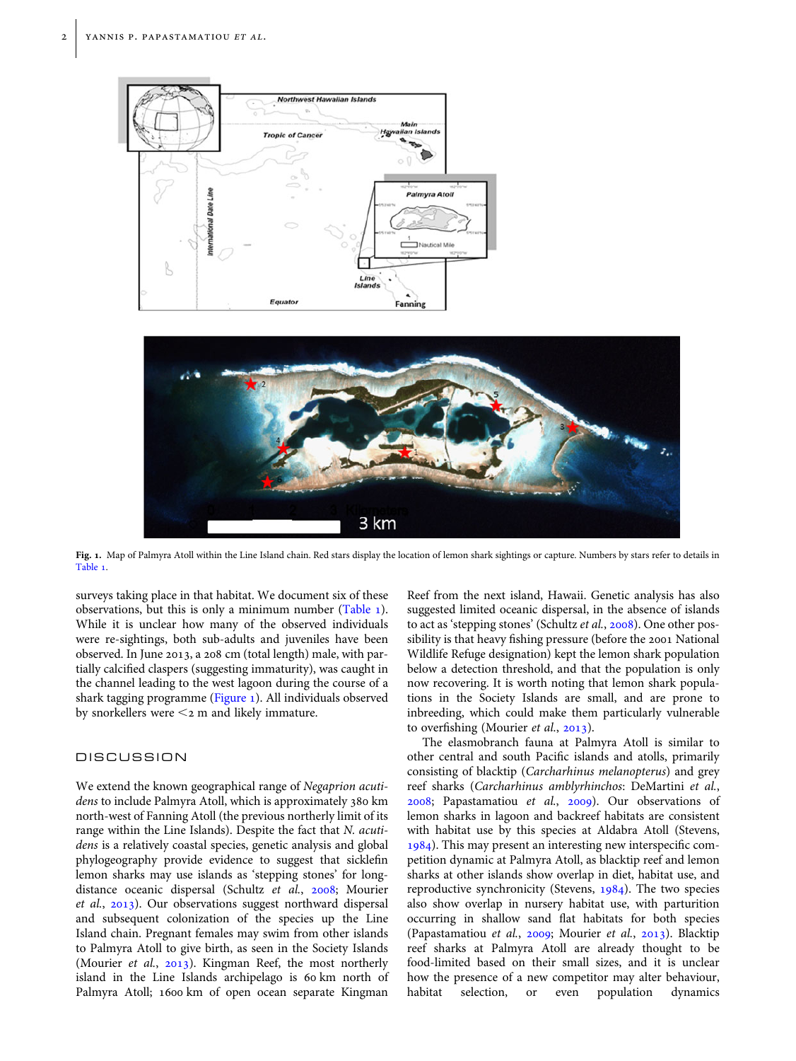Fig. 1. Map of Palmyra Atoll within the Line Island chain. Red stars display the location of lemon shark sightings or capture. Numbers by stars refer to details in Table 1.

surveys taking place in that habitat. We document six of these observations, but this is only a minimum number (Table 1). While it is unclear how many of the observed individuals were re-sightings, both sub-adults and juveniles have been observed. In June 2013, a 208 cm (total length) male, with partially calcified claspers (suggesting immaturity), was caught in the channel leading to the west lagoon during the course of a shark tagging programme (Figure 1). All individuals observed by snorkellers were <2 m and likely immature.

## DISCUSSION

We extend the known geographical range of *Negaprion acutidens* to include Palmyra Atoll, which is approximately 380 km north-west of Fanning Atoll (the previous northerly limit of its range within the Line Islands). Despite the fact that *N. acutidens* is a relatively coastal species, genetic analysis and global phylogeography provide evidence to suggest that sicklefin lemon sharks may use islands as 'stepping stones' for long-distance oceanic dispersal (Schultz *et al.*, 2008; Mourier *et al.*, 2013). Our observations suggest northward dispersal and subsequent colonization of the species up the Line Island chain. Pregnant females may swim from other islands to Palmyra Atoll to give birth, as seen in the Society Islands (Mourier *et al.*, 2013). Kingman Reef, the most northerly island in the Line Islands archipelago is 60 km north of Palmyra Atoll; 1600 km of open ocean separate Kingman Reef from the next island, Hawaii. Genetic analysis has also suggested limited oceanic dispersal, in the absence of islands to act as 'stepping stones' (Schultz *et al.*, 2008). One other possibility is that heavy fishing pressure (before the 2001 National Wildlife Refuge designation) kept the lemon shark population below a detection threshold, and that the population is only now recovering. It is worth noting that lemon shark populations in the Society Islands are small, and are prone to inbreeding, which could make them particularly vulnerable to overfishing (Mourier *et al.*, 2013).

The elasmobranch fauna at Palmyra Atoll is similar to other central and south Pacific islands and atolls, primarily consisting of blacktip (*Carcharhinus melanopterus*) and grey reef sharks (*Carcharhinus amblyrhinchos*: DeMartini *et al.*, 2008; Papastamatiou *et al.*, 2009). Our observations of lemon sharks in lagoon and backreef habitats are consistent with habitat use by this species at Aldabra Atoll (Stevens, 1984). This may present an interesting new interspecific competition dynamic at Palmyra Atoll, as blacktip reef and lemon sharks at other islands show overlap in diet, habitat use, and reproductive synchronicity (Stevens, 1984). The two species also show overlap in nursery habitat use, with parturition occurring in shallow sand flat habitats for both species (Papastamatiou *et al.*, 2009; Mourier *et al.*, 2013). Blacktip reef sharks at Palmyra Atoll are already thought to be food-limited based on their small sizes, and it is unclear how the presence of a new competitor may alter behaviour, habitat selection, or even population dynamics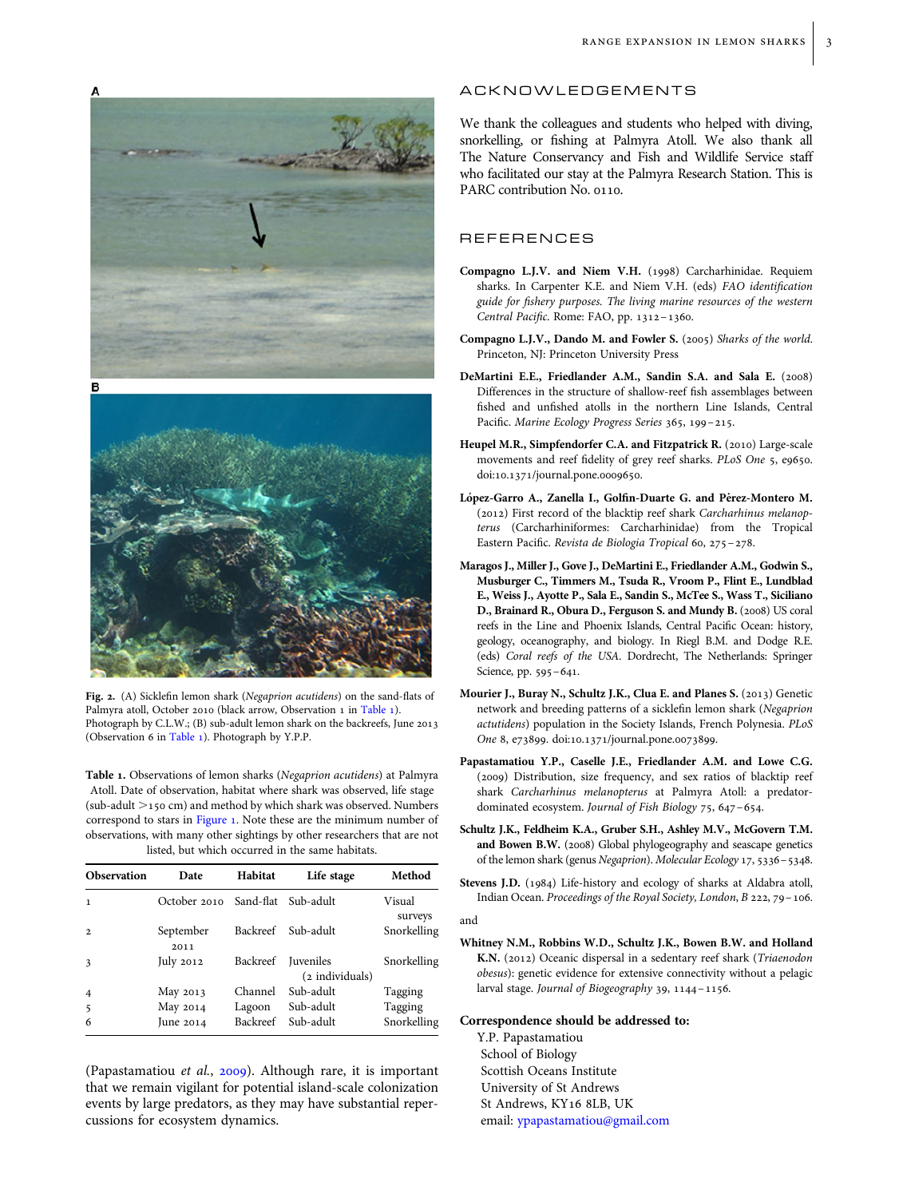Fig. 2. (A) Sicklefin lemon shark (*Negaprion acutidens*) on the sand-flats of Palmyra atoll, October 2010 (black arrow, Observation 1 in Table 1). Photograph by C.L.W.; (B) sub-adult lemon shark on the backreefs, June 2013 (Observation 6 in Table 1). Photograph by Y.P.P.

Table 1. Observations of lemon sharks (*Negaprion acutidens*) at Palmyra Atoll. Date of observation, habitat where shark was observed, life stage (sub-adult >150 cm) and method by which shark was observed. Numbers correspond to stars in Figure 1. Note these are the minimum number of observations, with many other sightings by other researchers that are not listed, but which occurred in the same habitats.

| Observation | Date | Habitat | Life stage | Method |
|---|---|---|---|---|
| 1 | October 2010 | Sand-flat | Sub-adult | Visual surveys |
| 2 | September 2011 | Backreef | Sub-adult | Snorkelling |
| 3 | July 2012 | Backreef | Juveniles (2 individuals) | Snorkelling |
| 4 | May 2013 | Channel | Sub-adult | Tagging |
| 5 | May 2014 | Lagoon | Sub-adult | Tagging |
| 6 | June 2014 | Backreef | Sub-adult | Snorkelling |

(Papastamatiou *et al.*, 2009). Although rare, it is important that we remain vigilant for potential island-scale colonization events by large predators, as they may have substantial repercussions for ecosystem dynamics.

## ACKNOWLEDGEMENTS

We thank the colleagues and students who helped with diving, snorkelling, or fishing at Palmyra Atoll. We also thank all The Nature Conservancy and Fish and Wildlife Service staff who facilitated our stay at the Palmyra Research Station. This is PARC contribution No. 0110.

## REFERENCES

**Compagno L.J.V. and Niem V.H.** (1998) Carcharhinidae. Requiem sharks. In Carpenter K.E. and Niem V.H. (eds) *FAO identification guide for fishery purposes. The living marine resources of the western Central Pacific*. Rome: FAO, pp. 1312–1360.

**Compagno L.J.V., Dando M. and Fowler S.** (2005) *Sharks of the world*. Princeton, NJ: Princeton University Press

**DeMartini E.E., Friedlander A.M., Sandin S.A. and Sala E.** (2008) Differences in the structure of shallow-reef fish assemblages between fished and unfished atolls in the northern Line Islands, Central Pacific. *Marine Ecology Progress Series* 365, 199–215.

**Heupel M.R., Simpfendorfer C.A. and Fitzpatrick R.** (2010) Large-scale movements and reef fidelity of grey reef sharks. *PLoS One* 5, e9650. doi:10.1371/journal.pone.0009650.

**López-Garro A., Zanella I., Golfín-Duarte G. and Pèrez-Montero M.** (2012) First record of the blacktip reef shark *Carcharhinus melanopterus* (Carcharhiniformes: Carcharhinidae) from the Tropical Eastern Pacific. *Revista de Biologia Tropical* 60, 275–278.

**Maragos J., Miller J., Gove J., DeMartini E., Friedlander A.M., Godwin S., Musburger C., Timmers M., Tsuda R., Vroom P., Flint E., Lundblad E., Weiss J., Ayotte P., Sala E., Sandin S., McTee S., Wass T., Siciliano D., Brainard R., Obura D., Ferguson S. and Mundy B.** (2008) US coral reefs in the Line and Phoenix Islands, Central Pacific Ocean: history, geology, oceanography, and biology. In Riegl B.M. and Dodge R.E. (eds) *Coral reefs of the USA*. Dordrecht, The Netherlands: Springer Science, pp. 595–641.

**Mourier J., Buray N., Schultz J.K., Clua E. and Planes S.** (2013) Genetic network and breeding patterns of a sicklefin lemon shark (*Negaprion acutidens*) population in the Society Islands, French Polynesia. *PLoS One* 8, e73899. doi:10.1371/journal.pone.0073899.

**Papastamatiou Y.P., Caselle J.E., Friedlander A.M. and Lowe C.G.** (2009) Distribution, size frequency, and sex ratios of blacktip reef shark *Carcharhinus melanopterus* at Palmyra Atoll: a predator-dominated ecosystem. *Journal of Fish Biology* 75, 647–654.

**Schultz J.K., Feldheim K.A., Gruber S.H., Ashley M.V., McGovern T.M. and Bowen B.W.** (2008) Global phylogeography and seascape genetics of the lemon shark (genus *Negaprion*). *Molecular Ecology* 17, 5336–5348.

**Stevens J.D.** (1984) Life-history and ecology of sharks at Aldabra atoll, Indian Ocean. *Proceedings of the Royal Society, London, B* 222, 79–106.

and

**Whitney N.M., Robbins W.D., Schultz J.K., Bowen B.W. and Holland K.N.** (2012) Oceanic dispersal in a sedentary reef shark (*Triaenodon obesus*): genetic evidence for extensive connectivity without a pelagic larval stage. *Journal of Biogeography* 39, 1144–1156.

**Correspondence should be addressed to:**

Y.P. Papastamatiou
School of Biology
Scottish Oceans Institute
University of St Andrews
St Andrews, KY16 8LB, UK
email: ypapastamatiou@gmail.com